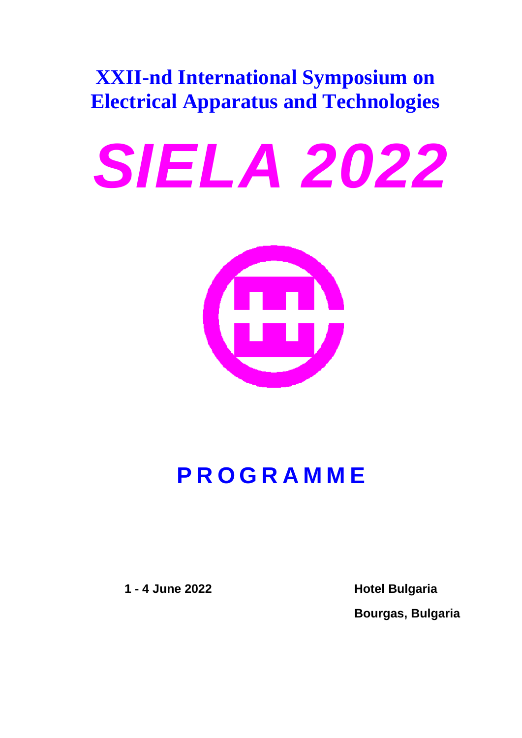# XXII-nd International Symposium on Electrical Apparatus and Technologies

# *SIELA 2022*

## PROGRAMME

**1 - 4 June 2022**

**Hotel Bulgaria**

**Bourgas, Bulgaria**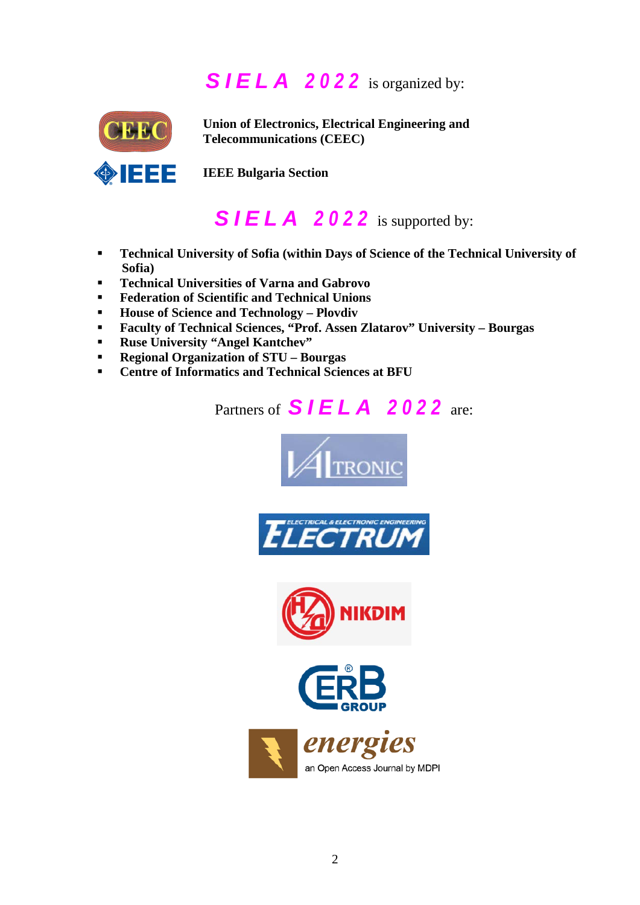## *S I E L A 2 0 2 2* is organized by:

**Union of Electronics, Electrical Engineering and Telecommunications (CEEC)**

**IEEE Bulgaria Section**

## *S I E L A 2 0 2 2* is supported by:

- **Technical University of Sofia (within Days of Science of the Technical University of Sofia)**
- **Technical Universities of Varna and Gabrovo**
- **Federation of Scientific and Technical Unions**
- **House of Science and Technology – Plovdiv**
- **Faculty of Technical Sciences, "Prof. Assen Zlatarov" University – Bourgas**
- **Ruse University "Angel Kantchev"**
- **Regional Organization of STU – Bourgas**
- **Centre of Informatics and Technical Sciences at BFU**

## Partners of *S I E L A 2 0 2 2* are:

VALTRONIC

ELECTRICAL & ELECTRONIC ENGINEERING ELECTRUM

NIKDIM

CERB GROUP

energies an Open Access Journal by MDPI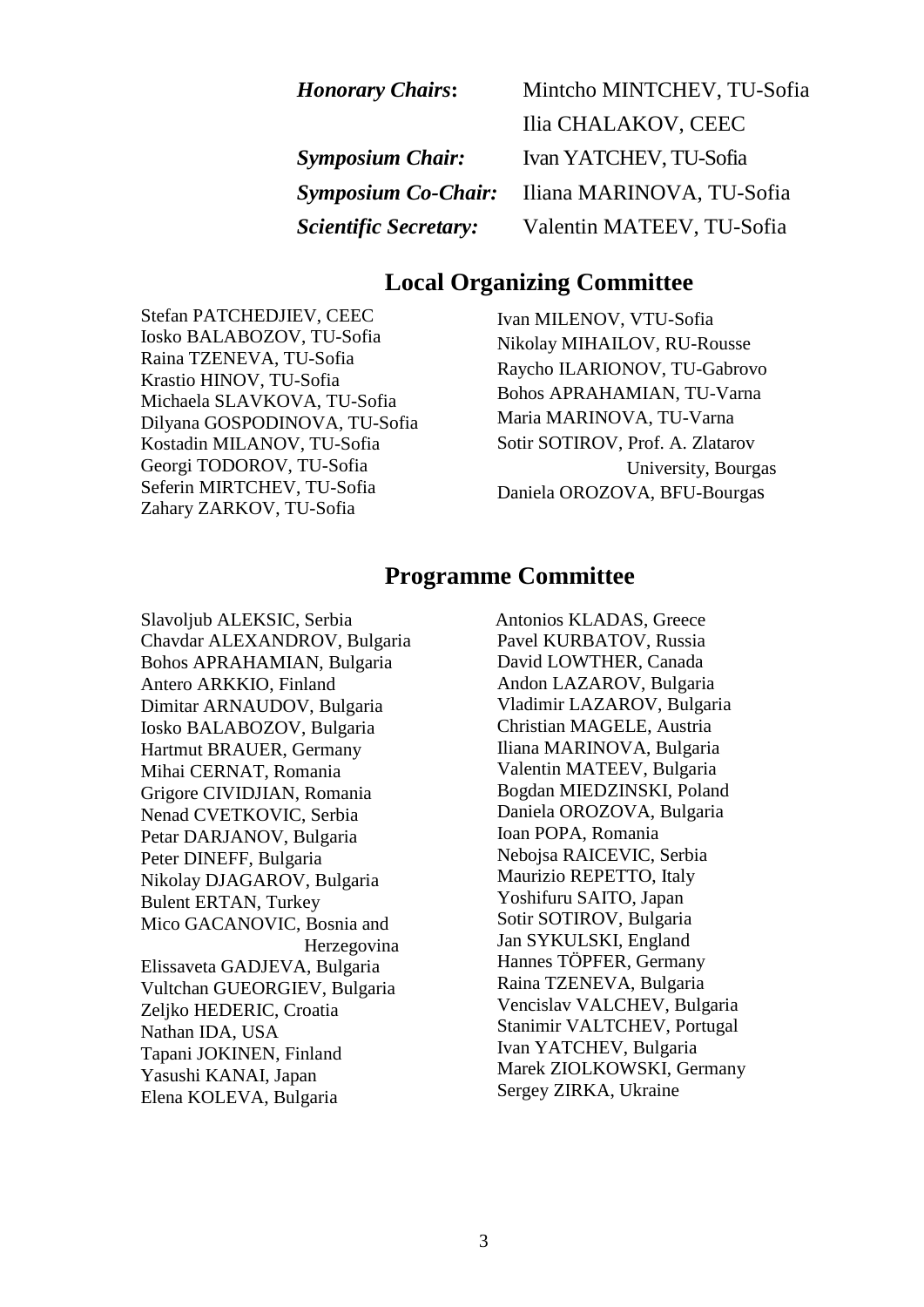| | |
|---|---|
| ***Honorary Chairs*:** | Mintcho MINTCHEV, TU-Sofia |
| | Ilia CHALAKOV, CEEC |
| ***Symposium Chair:*** | Ivan YATCHEV, TU-Sofia |
| ***Symposium Co-Chair:*** | Iliana MARINOVA, TU-Sofia |
| ***Scientific Secretary:*** | Valentin MATEEV, TU-Sofia |

## Local Organizing Committee

Stefan PATCHEDJIEV, CEEC
Iosko BALABOZOV, TU-Sofia
Raina TZENEVA, TU-Sofia
Krastio HINOV, TU-Sofia
Michaela SLAVKOVA, TU-Sofia
Dilyana GOSPODINOVA, TU-Sofia
Kostadin MILANOV, TU-Sofia
Georgi TODOROV, TU-Sofia
Seferin MIRTCHEV, TU-Sofia
Zahary ZARKOV, TU-Sofia
Ivan MILENOV, VTU-Sofia
Nikolay MIHAILOV, RU-Rousse
Raycho ILARIONOV, TU-Gabrovo
Bohos APRAHAMIAN, TU-Varna
Maria MARINOVA, TU-Varna
Sotir SOTIROV, Prof. A. Zlatarov University, Bourgas
Daniela OROZOVA, BFU-Bourgas

## Programme Committee

Slavoljub ALEKSIC, Serbia
Chavdar ALEXANDROV, Bulgaria
Bohos APRAHAMIAN, Bulgaria
Antero ARKKIO, Finland
Dimitar ARNAUDOV, Bulgaria
Iosko BALABOZOV, Bulgaria
Hartmut BRAUER, Germany
Mihai CERNAT, Romania
Grigore CIVIDJIAN, Romania
Nenad CVETKOVIC, Serbia
Petar DARJANOV, Bulgaria
Peter DINEFF, Bulgaria
Nikolay DJAGAROV, Bulgaria
Bulent ERTAN, Turkey
Mico GACANOVIC, Bosnia and Herzegovina
Elissaveta GADJEVA, Bulgaria
Vultchan GUEORGIEV, Bulgaria
Zeljko HEDERIC, Croatia
Nathan IDA, USA
Tapani JOKINEN, Finland
Yasushi KANAI, Japan
Elena KOLEVA, Bulgaria
Antonios KLADAS, Greece
Pavel KURBATOV, Russia
David LOWTHER, Canada
Andon LAZAROV, Bulgaria
Vladimir LAZAROV, Bulgaria
Christian MAGELE, Austria
Iliana MARINOVA, Bulgaria
Valentin MATEEV, Bulgaria
Bogdan MIEDZINSKI, Poland
Daniela OROZOVA, Bulgaria
Ioan POPA, Romania
Nebojsa RAICEVIC, Serbia
Maurizio REPETTO, Italy
Yoshifuru SAITO, Japan
Sotir SOTIROV, Bulgaria
Jan SYKULSKI, England
Hannes TÖPFER, Germany
Raina TZENEVA, Bulgaria
Vencislav VALCHEV, Bulgaria
Stanimir VALTCHEV, Portugal
Ivan YATCHEV, Bulgaria
Marek ZIOLKOWSKI, Germany
Sergey ZIRKA, Ukraine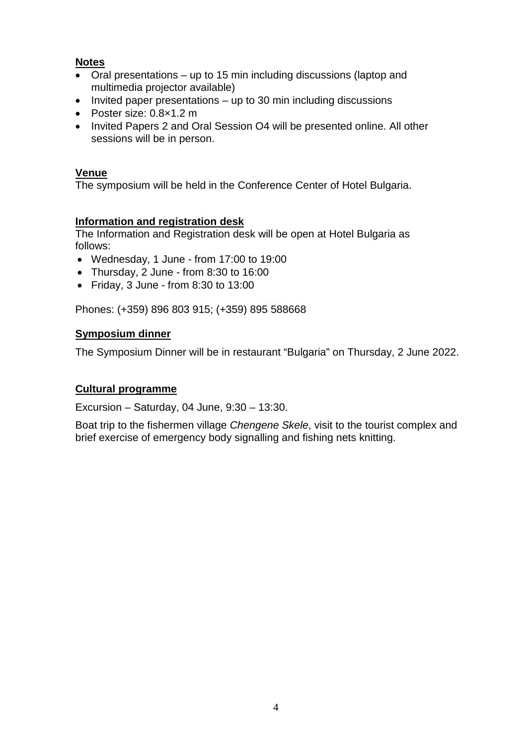**Notes**

- Oral presentations – up to 15 min including discussions (laptop and multimedia projector available)
- Invited paper presentations – up to 30 min including discussions
- Poster size: 0.8×1.2 m
- Invited Papers 2 and Oral Session O4 will be presented online. All other sessions will be in person.

**Venue**

The symposium will be held in the Conference Center of Hotel Bulgaria.

**Information and registration desk**

The Information and Registration desk will be open at Hotel Bulgaria as follows:

- Wednesday, 1 June - from 17:00 to 19:00
- Thursday, 2 June - from 8:30 to 16:00
- Friday, 3 June - from 8:30 to 13:00

Phones: (+359) 896 803 915; (+359) 895 588668

**Symposium dinner**

The Symposium Dinner will be in restaurant "Bulgaria" on Thursday, 2 June 2022.

**Cultural programme**

Excursion – Saturday, 04 June, 9:30 – 13:30.

Boat trip to the fishermen village *Chengene Skele*, visit to the tourist complex and brief exercise of emergency body signalling and fishing nets knitting.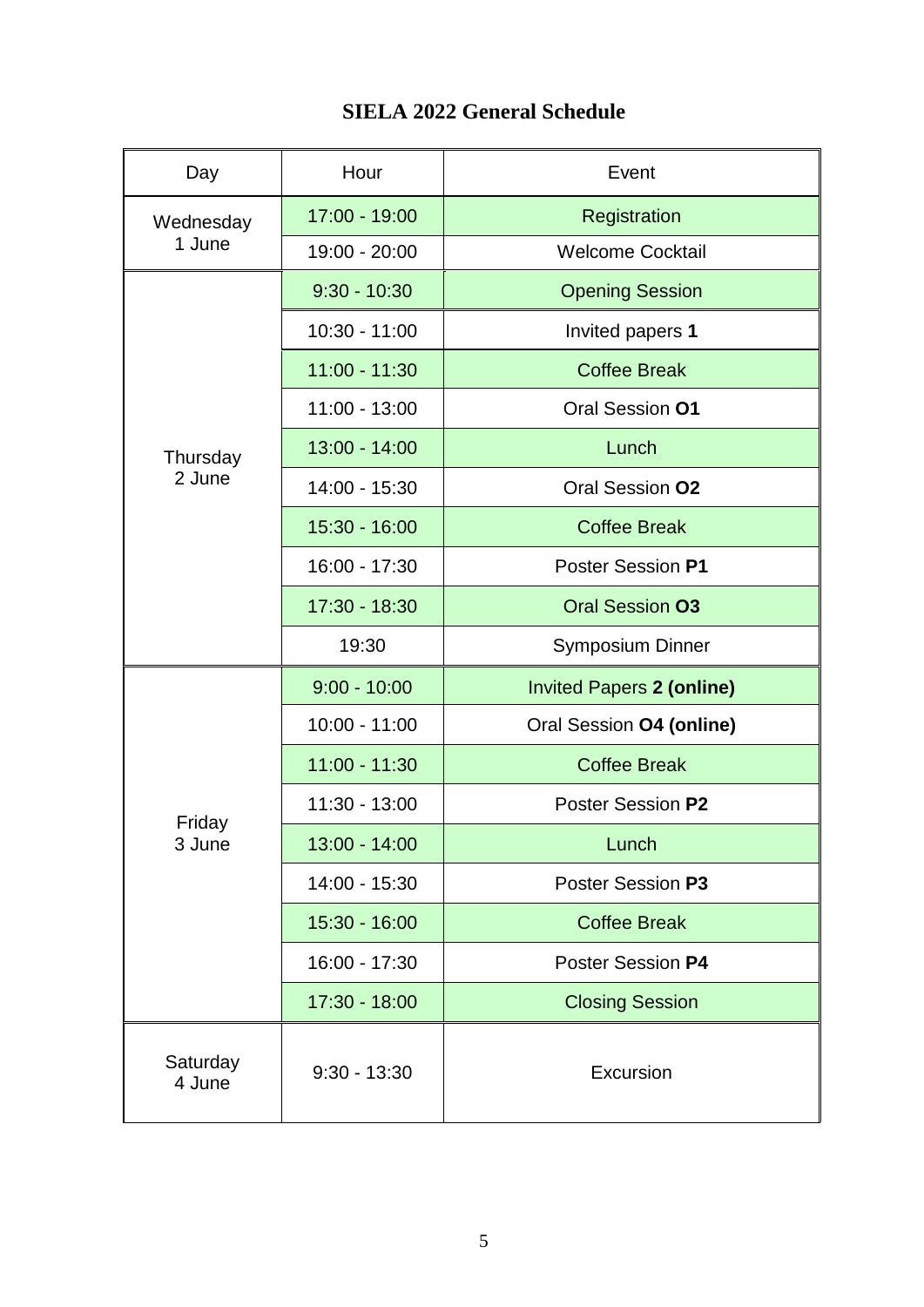# SIELA 2022 General Schedule

| Day | Hour | Event |
|---|---|---|
| Wednesday 1 June | 17:00 - 19:00 | Registration |
| | 19:00 - 20:00 | Welcome Cocktail |
| Thursday 2 June | 9:30 - 10:30 | Opening Session |
| | 10:30 - 11:00 | Invited papers **1** |
| | 11:00 - 11:30 | Coffee Break |
| | 11:00 - 13:00 | Oral Session **O1** |
| | 13:00 - 14:00 | Lunch |
| | 14:00 - 15:30 | Oral Session **O2** |
| | 15:30 - 16:00 | Coffee Break |
| | 16:00 - 17:30 | Poster Session **P1** |
| | 17:30 - 18:30 | Oral Session **O3** |
| | 19:30 | Symposium Dinner |
| Friday 3 June | 9:00 - 10:00 | Invited Papers **2 (online)** |
| | 10:00 - 11:00 | Oral Session **O4 (online)** |
| | 11:00 - 11:30 | Coffee Break |
| | 11:30 - 13:00 | Poster Session **P2** |
| | 13:00 - 14:00 | Lunch |
| | 14:00 - 15:30 | Poster Session **P3** |
| | 15:30 - 16:00 | Coffee Break |
| | 16:00 - 17:30 | Poster Session **P4** |
| | 17:30 - 18:00 | Closing Session |
| Saturday 4 June | 9:30 - 13:30 | Excursion |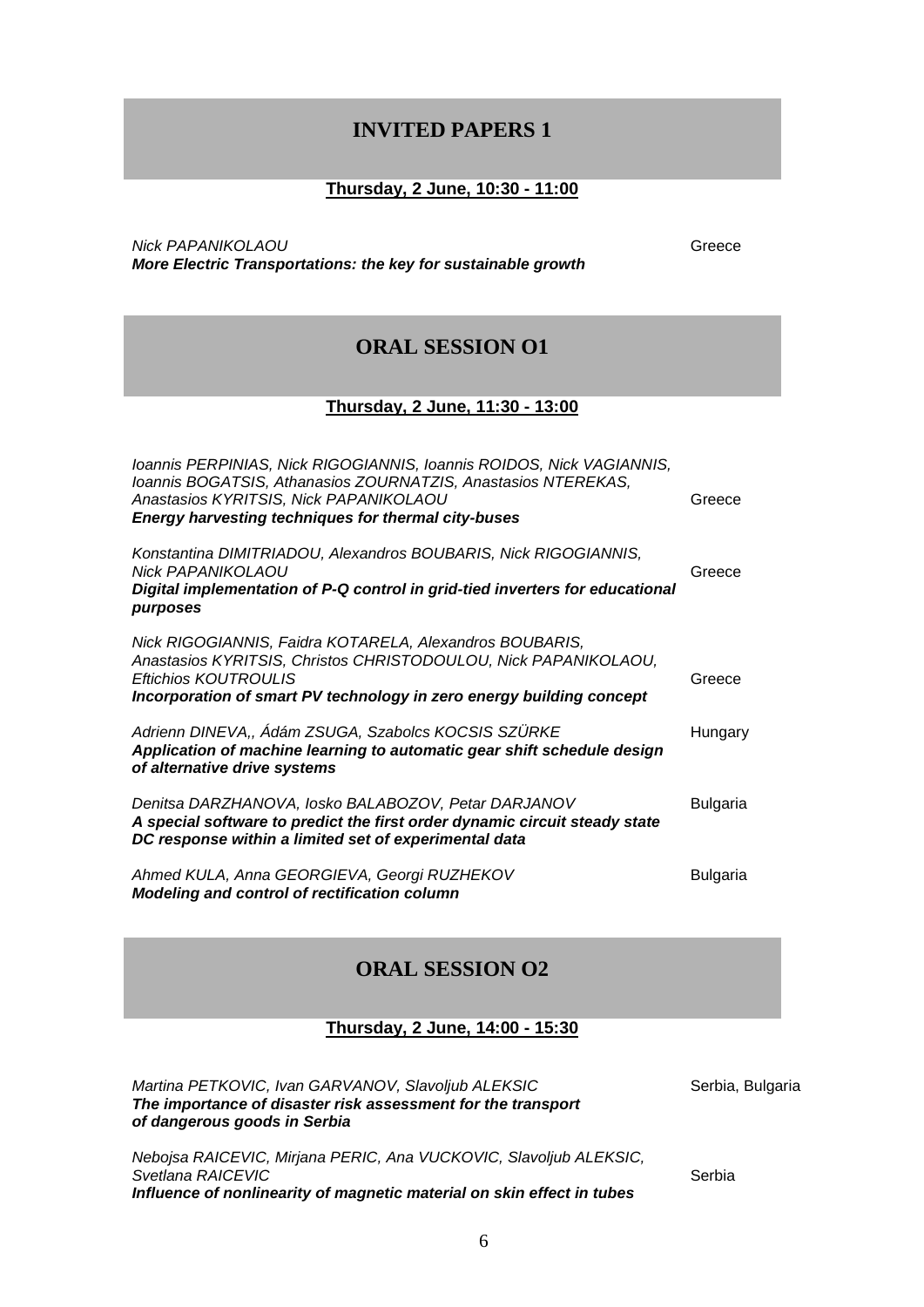## INVITED PAPERS 1

**Thursday, 2 June, 10:30 - 11:00**

*Nick PAPANIKOLAOU* — Greece
***More Electric Transportations: the key for sustainable growth***

## ORAL SESSION O1

**Thursday, 2 June, 11:30 - 13:00**

*Ioannis PERPINIAS, Nick RIGOGIANNIS, Ioannis ROIDOS, Nick VAGIANNIS, Ioannis BOGATSIS, Athanasios ZOURNATZIS, Anastasios NTEREKAS, Anastasios KYRITSIS, Nick PAPANIKOLAOU* — Greece
***Energy harvesting techniques for thermal city-buses***

*Konstantina DIMITRIADOU, Alexandros BOUBARIS, Nick RIGOGIANNIS, Nick PAPANIKOLAOU* — Greece
***Digital implementation of P-Q control in grid-tied inverters for educational purposes***

*Nick RIGOGIANNIS, Faidra KOTARELA, Alexandros BOUBARIS, Anastasios KYRITSIS, Christos CHRISTODOULOU, Nick PAPANIKOLAOU, Eftichios KOUTROULIS* — Greece
***Incorporation of smart PV technology in zero energy building concept***

*Adrienn DINEVA,, Ádám ZSUGA, Szabolcs KOCSIS SZÜRKE* — Hungary
***Application of machine learning to automatic gear shift schedule design of alternative drive systems***

*Denitsa DARZHANOVA, Iosko BALABOZOV, Petar DARJANOV* — Bulgaria
***A special software to predict the first order dynamic circuit steady state DC response within a limited set of experimental data***

*Ahmed KULA, Anna GEORGIEVA, Georgi RUZHEKOV* — Bulgaria
***Modeling and control of rectification column***

## ORAL SESSION O2

**Thursday, 2 June, 14:00 - 15:30**

*Martina PETKOVIC, Ivan GARVANOV, Slavoljub ALEKSIC* — Serbia, Bulgaria
***The importance of disaster risk assessment for the transport of dangerous goods in Serbia***

*Nebojsa RAICEVIC, Mirjana PERIC, Ana VUCKOVIC, Slavoljub ALEKSIC, Svetlana RAICEVIC* — Serbia
***Influence of nonlinearity of magnetic material on skin effect in tubes***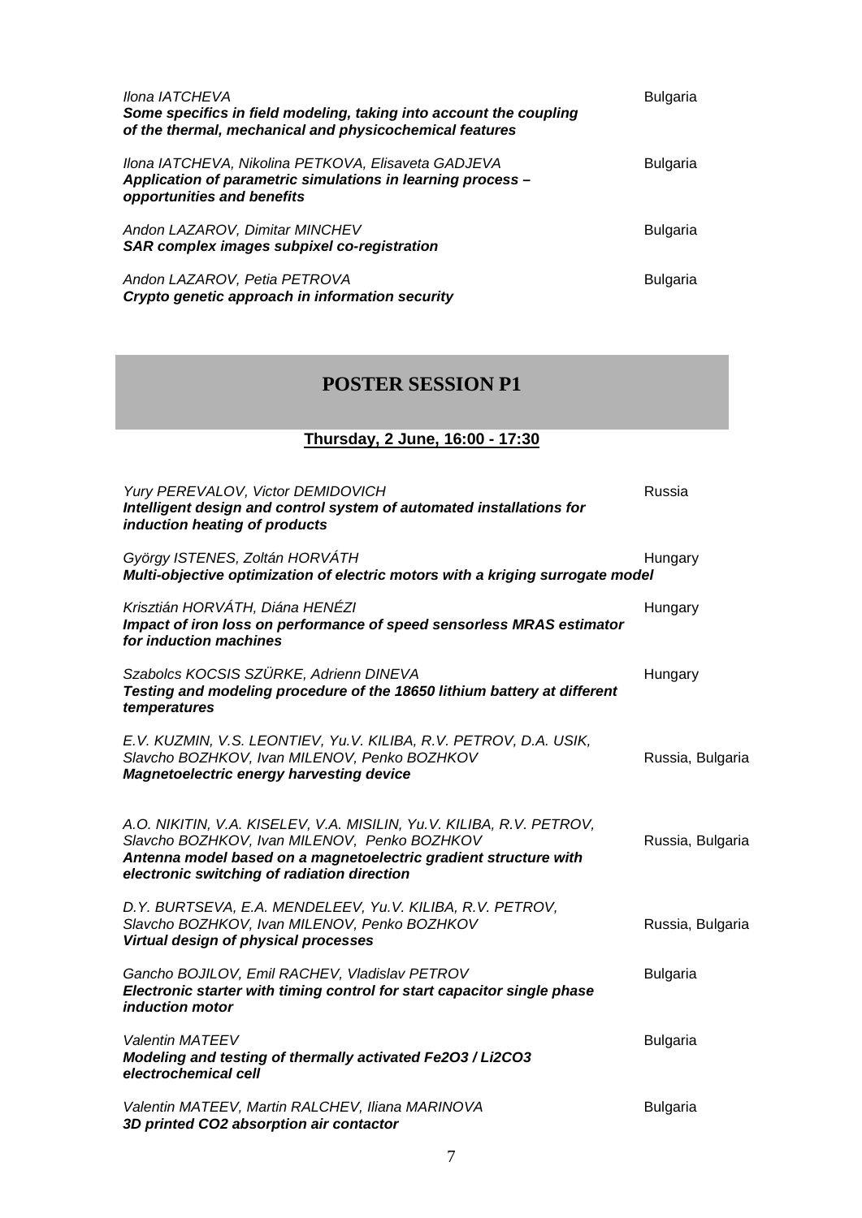*Ilona IATCHEVA* Bulgaria
***Some specifics in field modeling, taking into account the coupling of the thermal, mechanical and physicochemical features***

*Ilona IATCHEVA, Nikolina PETKOVA, Elisaveta GADJEVA* Bulgaria
***Application of parametric simulations in learning process – opportunities and benefits***

*Andon LAZAROV, Dimitar MINCHEV* Bulgaria
***SAR complex images subpixel co-registration***

*Andon LAZAROV, Petia PETROVA* Bulgaria
***Crypto genetic approach in information security***

## POSTER SESSION P1

**Thursday, 2 June, 16:00 - 17:30**

*Yury PEREVALOV, Victor DEMIDOVICH* Russia
***Intelligent design and control system of automated installations for induction heating of products***

*György ISTENES, Zoltán HORVÁTH* Hungary
***Multi-objective optimization of electric motors with a kriging surrogate model***

*Krisztián HORVÁTH, Diána HENÉZI* Hungary
***Impact of iron loss on performance of speed sensorless MRAS estimator for induction machines***

*Szabolcs KOCSIS SZÜRKE, Adrienn DINEVA* Hungary
***Testing and modeling procedure of the 18650 lithium battery at different temperatures***

*E.V. KUZMIN, V.S. LEONTIEV, Yu.V. KILIBA, R.V. PETROV, D.A. USIK, Slavcho BOZHKOV, Ivan MILENOV, Penko BOZHKOV* Russia, Bulgaria
***Magnetoelectric energy harvesting device***

*A.O. NIKITIN, V.A. KISELEV, V.A. MISILIN, Yu.V. KILIBA, R.V. PETROV, Slavcho BOZHKOV, Ivan MILENOV, Penko BOZHKOV* Russia, Bulgaria
***Antenna model based on a magnetoelectric gradient structure with electronic switching of radiation direction***

*D.Y. BURTSEVA, E.A. MENDELEEV, Yu.V. KILIBA, R.V. PETROV, Slavcho BOZHKOV, Ivan MILENOV, Penko BOZHKOV* Russia, Bulgaria
***Virtual design of physical processes***

*Gancho BOJILOV, Emil RACHEV, Vladislav PETROV* Bulgaria
***Electronic starter with timing control for start capacitor single phase induction motor***

*Valentin MATEEV* Bulgaria
***Modeling and testing of thermally activated $Fe_2O_3$ / $Li_2CO_3$ electrochemical cell***

*Valentin MATEEV, Martin RALCHEV, Iliana MARINOVA* Bulgaria
***3D printed $CO_2$ absorption air contactor***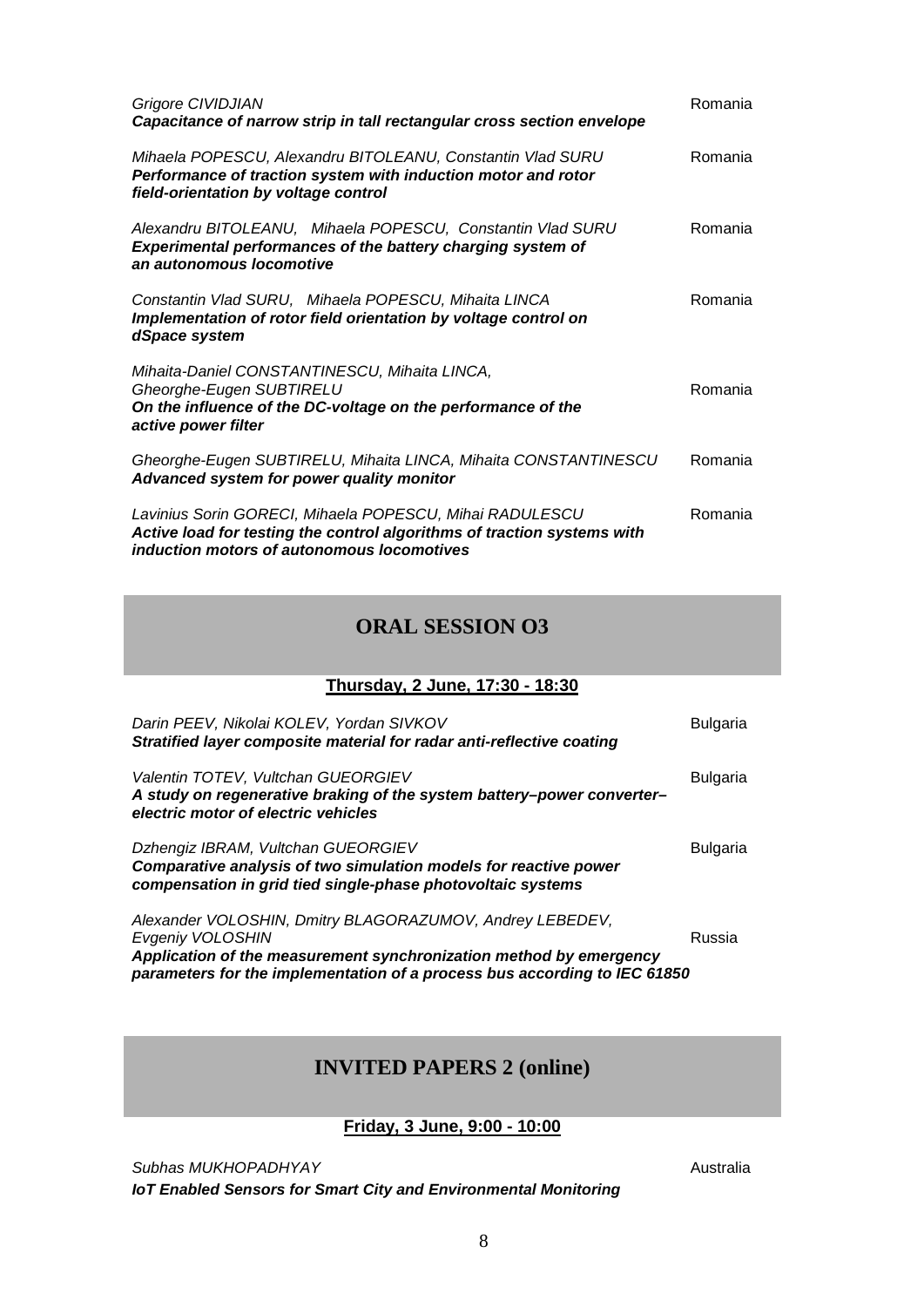*Grigore CIVIDJIAN* Romania
***Capacitance of narrow strip in tall rectangular cross section envelope***

*Mihaela POPESCU, Alexandru BITOLEANU, Constantin Vlad SURU* Romania
***Performance of traction system with induction motor and rotor field-orientation by voltage control***

*Alexandru BITOLEANU, Mihaela POPESCU, Constantin Vlad SURU* Romania
***Experimental performances of the battery charging system of an autonomous locomotive***

*Constantin Vlad SURU, Mihaela POPESCU, Mihaita LINCA* Romania
***Implementation of rotor field orientation by voltage control on dSpace system***

*Mihaita-Daniel CONSTANTINESCU, Mihaita LINCA, Gheorghe-Eugen SUBTIRELU* Romania
***On the influence of the DC-voltage on the performance of the active power filter***

*Gheorghe-Eugen SUBTIRELU, Mihaita LINCA, Mihaita CONSTANTINESCU* Romania
***Advanced system for power quality monitor***

*Lavinius Sorin GORECI, Mihaela POPESCU, Mihai RADULESCU* Romania
***Active load for testing the control algorithms of traction systems with induction motors of autonomous locomotives***

## ORAL SESSION O3

**Thursday, 2 June, 17:30 - 18:30**

*Darin PEEV, Nikolai KOLEV, Yordan SIVKOV* Bulgaria
***Stratified layer composite material for radar anti-reflective coating***

*Valentin TOTEV, Vultchan GUEORGIEV* Bulgaria
***A study on regenerative braking of the system battery–power converter–electric motor of electric vehicles***

*Dzhengiz IBRAM, Vultchan GUEORGIEV* Bulgaria
***Comparative analysis of two simulation models for reactive power compensation in grid tied single-phase photovoltaic systems***

*Alexander VOLOSHIN, Dmitry BLAGORAZUMOV, Andrey LEBEDEV, Evgeniy VOLOSHIN* Russia
***Application of the measurement synchronization method by emergency parameters for the implementation of a process bus according to IEC 61850***

## INVITED PAPERS 2 (online)

**Friday, 3 June, 9:00 - 10:00**

*Subhas MUKHOPADHYAY* Australia
***IoT Enabled Sensors for Smart City and Environmental Monitoring***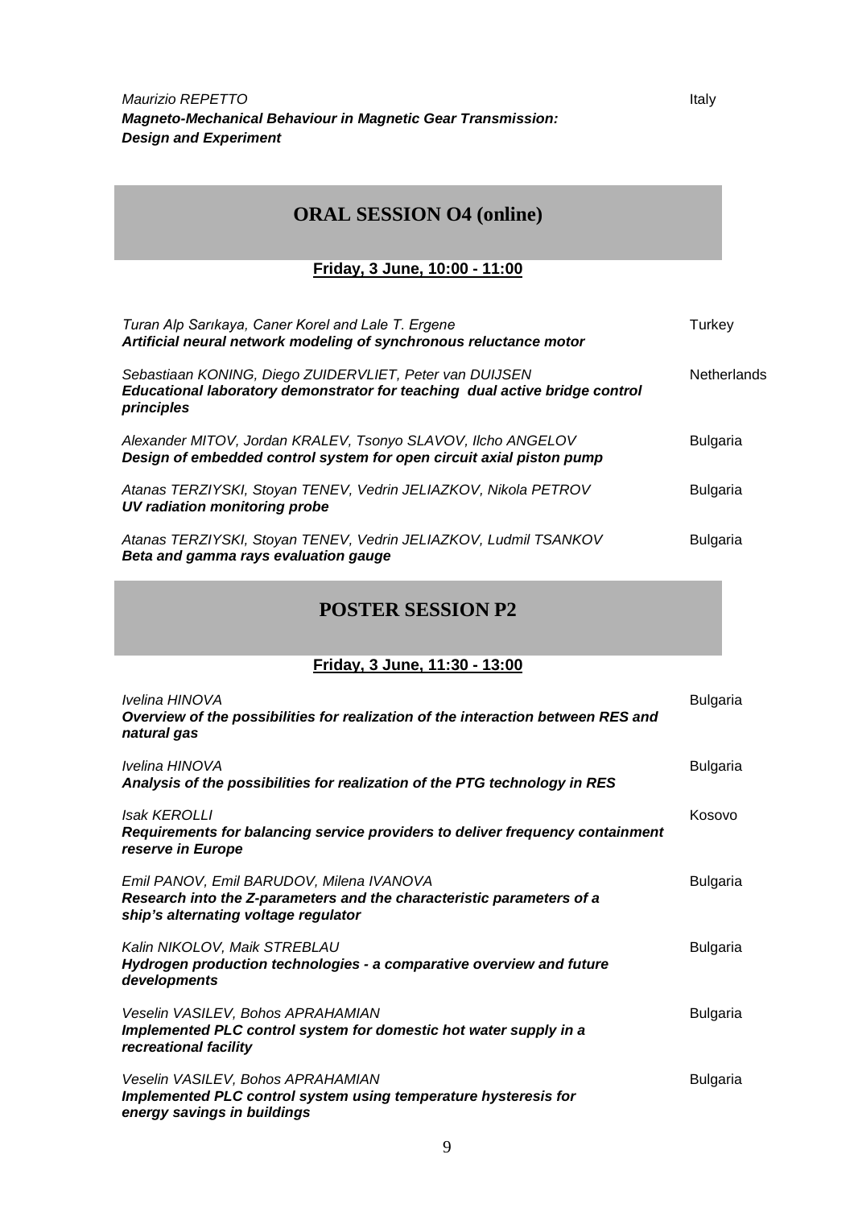*Maurizio REPETTO* Italy
***Magneto-Mechanical Behaviour in Magnetic Gear Transmission: Design and Experiment***

## ORAL SESSION O4 (online)

**Friday, 3 June, 10:00 - 11:00**

*Turan Alp Sarıkaya, Caner Korel and Lale T. Ergene* Turkey
***Artificial neural network modeling of synchronous reluctance motor***

*Sebastiaan KONING, Diego ZUIDERVLIET, Peter van DUIJSEN* Netherlands
***Educational laboratory demonstrator for teaching dual active bridge control principles***

*Alexander MITOV, Jordan KRALEV, Tsonyo SLAVOV, Ilcho ANGELOV* Bulgaria
***Design of embedded control system for open circuit axial piston pump***

*Atanas TERZIYSKI, Stoyan TENEV, Vedrin JELIAZKOV, Nikola PETROV* Bulgaria
***UV radiation monitoring probe***

*Atanas TERZIYSKI, Stoyan TENEV, Vedrin JELIAZKOV, Ludmil TSANKOV* Bulgaria
***Beta and gamma rays evaluation gauge***

## POSTER SESSION P2

**Friday, 3 June, 11:30 - 13:00**

*Ivelina HINOVA* Bulgaria
***Overview of the possibilities for realization of the interaction between RES and natural gas***

*Ivelina HINOVA* Bulgaria
***Analysis of the possibilities for realization of the PTG technology in RES***

*Isak KEROLLI* Kosovo
***Requirements for balancing service providers to deliver frequency containment reserve in Europe***

*Emil PANOV, Emil BARUDOV, Milena IVANOVA* Bulgaria
***Research into the Z-parameters and the characteristic parameters of a ship's alternating voltage regulator***

*Kalin NIKOLOV, Maik STREBLAU* Bulgaria
***Hydrogen production technologies - a comparative overview and future developments***

*Veselin VASILEV, Bohos APRAHAMIAN* Bulgaria
***Implemented PLC control system for domestic hot water supply in a recreational facility***

*Veselin VASILEV, Bohos APRAHAMIAN* Bulgaria
***Implemented PLC control system using temperature hysteresis for energy savings in buildings***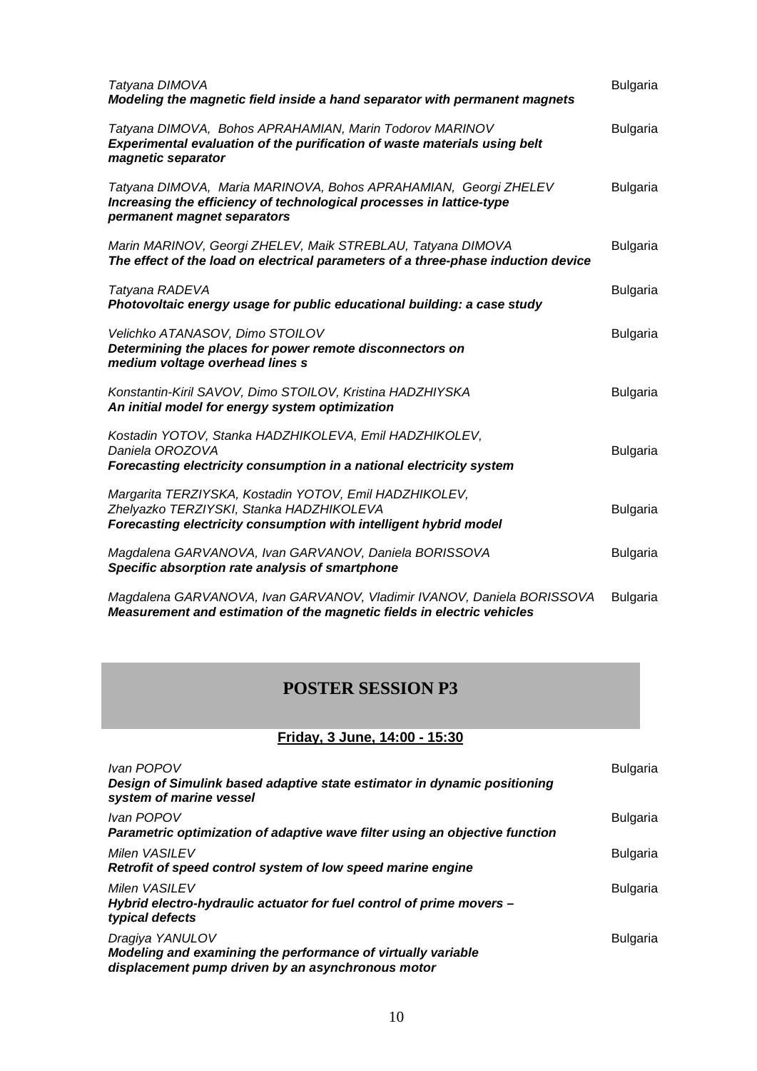*Tatyana DIMOVA* — Bulgaria
***Modeling the magnetic field inside a hand separator with permanent magnets***

*Tatyana DIMOVA, Bohos APRAHAMIAN, Marin Todorov MARINOV* — Bulgaria
***Experimental evaluation of the purification of waste materials using belt magnetic separator***

*Tatyana DIMOVA, Maria MARINOVA, Bohos APRAHAMIAN, Georgi ZHELEV* — Bulgaria
***Increasing the efficiency of technological processes in lattice-type permanent magnet separators***

*Marin MARINOV, Georgi ZHELEV, Maik STREBLAU, Tatyana DIMOVA* — Bulgaria
***The effect of the load on electrical parameters of a three-phase induction device***

*Tatyana RADEVA* — Bulgaria
***Photovoltaic energy usage for public educational building: a case study***

*Velichko ATANASOV, Dimo STOILOV* — Bulgaria
***Determining the places for power remote disconnectors on medium voltage overhead lines s***

*Konstantin-Kiril SAVOV, Dimo STOILOV, Kristina HADZHIYSKA* — Bulgaria
***An initial model for energy system optimization***

*Kostadin YOTOV, Stanka HADZHIKOLEVA, Emil HADZHIKOLEV, Daniela OROZOVA* — Bulgaria
***Forecasting electricity consumption in a national electricity system***

*Margarita TERZIYSKA, Kostadin YOTOV, Emil HADZHIKOLEV, Zhelyazko TERZIYSKI, Stanka HADZHIKOLEVA* — Bulgaria
***Forecasting electricity consumption with intelligent hybrid model***

*Magdalena GARVANOVA, Ivan GARVANOV, Daniela BORISSOVA* — Bulgaria
***Specific absorption rate analysis of smartphone***

*Magdalena GARVANOVA, Ivan GARVANOV, Vladimir IVANOV, Daniela BORISSOVA* — Bulgaria
***Measurement and estimation of the magnetic fields in electric vehicles***

## POSTER SESSION P3

**Friday, 3 June, 14:00 - 15:30**

*Ivan POPOV* — Bulgaria
***Design of Simulink based adaptive state estimator in dynamic positioning system of marine vessel***

*Ivan POPOV* — Bulgaria
***Parametric optimization of adaptive wave filter using an objective function***

*Milen VASILEV* — Bulgaria
***Retrofit of speed control system of low speed marine engine***

*Milen VASILEV* — Bulgaria
***Hybrid electro-hydraulic actuator for fuel control of prime movers – typical defects***

*Dragiya YANULOV* — Bulgaria
***Modeling and examining the performance of virtually variable displacement pump driven by an asynchronous motor***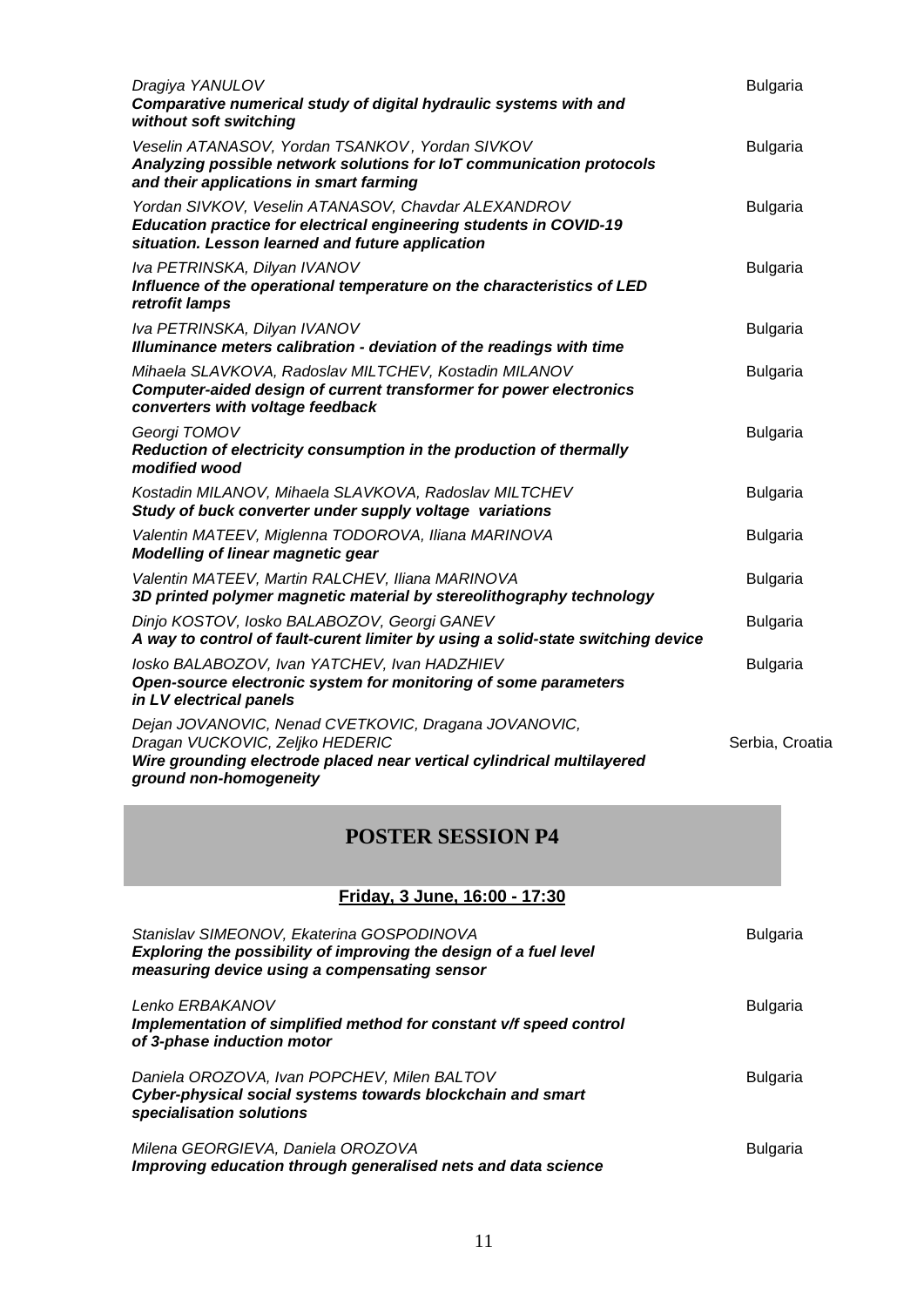*Dragiya YANULOV* — Bulgaria
***Comparative numerical study of digital hydraulic systems with and without soft switching***

*Veselin ATANASOV, Yordan TSANKOV , Yordan SIVKOV* — Bulgaria
***Analyzing possible network solutions for IoT communication protocols and their applications in smart farming***

*Yordan SIVKOV, Veselin ATANASOV, Chavdar ALEXANDROV* — Bulgaria
***Education practice for electrical engineering students in COVID-19 situation. Lesson learned and future application***

*Iva PETRINSKA, Dilyan IVANOV* — Bulgaria
***Influence of the operational temperature on the characteristics of LED retrofit lamps***

*Iva PETRINSKA, Dilyan IVANOV* — Bulgaria
***Illuminance meters calibration - deviation of the readings with time***

*Mihaela SLAVKOVA, Radoslav MILTCHEV, Kostadin MILANOV* — Bulgaria
***Computer-aided design of current transformer for power electronics converters with voltage feedback***

*Georgi TOMOV* — Bulgaria
***Reduction of electricity consumption in the production of thermally modified wood***

*Kostadin MILANOV, Mihaela SLAVKOVA, Radoslav MILTCHEV* — Bulgaria
***Study of buck converter under supply voltage variations***

*Valentin MATEEV, Miglenna TODOROVA, Iliana MARINOVA* — Bulgaria
***Modelling of linear magnetic gear***

*Valentin MATEEV, Martin RALCHEV, Iliana MARINOVA* — Bulgaria
***3D printed polymer magnetic material by stereolithography technology***

*Dinjo KOSTOV, Iosko BALABOZOV, Georgi GANEV* — Bulgaria
***A way to control of fault-curent limiter by using a solid-state switching device***

*Iosko BALABOZOV, Ivan YATCHEV, Ivan HADZHIEV* — Bulgaria
***Open-source electronic system for monitoring of some parameters in LV electrical panels***

*Dejan JOVANOVIC, Nenad CVETKOVIC, Dragana JOVANOVIC, Dragan VUCKOVIC, Zeljko HEDERIC* — Serbia, Croatia
***Wire grounding electrode placed near vertical cylindrical multilayered ground non-homogeneity***

## POSTER SESSION P4

**Friday, 3 June, 16:00 - 17:30**

*Stanislav SIMEONOV, Ekaterina GOSPODINOVA* — Bulgaria
***Exploring the possibility of improving the design of a fuel level measuring device using a compensating sensor***

*Lenko ERBAKANOV* — Bulgaria
***Implementation of simplified method for constant v/f speed control of 3-phase induction motor***

*Daniela OROZOVA, Ivan POPCHEV, Milen BALTOV* — Bulgaria
***Cyber-physical social systems towards blockchain and smart specialisation solutions***

*Milena GEORGIEVA, Daniela OROZOVA* — Bulgaria
***Improving education through generalised nets and data science***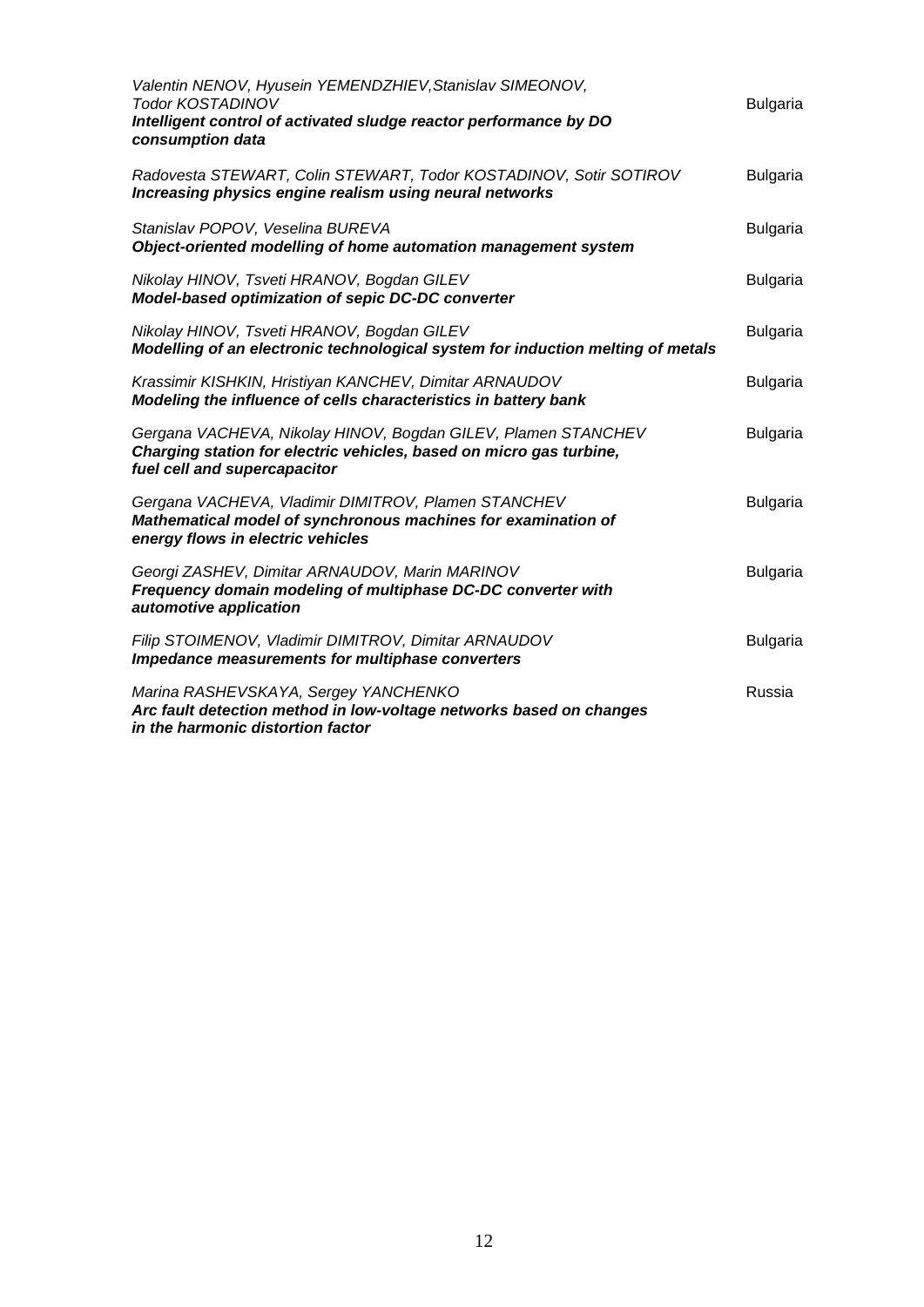*Valentin NENOV, Hyusein YEMENDZHIEV,Stanislav SIMEONOV, Todor KOSTADINOV*
***Intelligent control of activated sludge reactor performance by DO consumption data*** — Bulgaria

*Radovesta STEWART, Colin STEWART, Todor KOSTADINOV, Sotir SOTIROV*
***Increasing physics engine realism using neural networks*** — Bulgaria

*Stanislav POPOV, Veselina BUREVA*
***Object-oriented modelling of home automation management system*** — Bulgaria

*Nikolay HINOV, Tsveti HRANOV, Bogdan GILEV*
***Model-based optimization of sepic DC-DC converter*** — Bulgaria

*Nikolay HINOV, Tsveti HRANOV, Bogdan GILEV*
***Modelling of an electronic technological system for induction melting of metals*** — Bulgaria

*Krassimir KISHKIN, Hristiyan KANCHEV, Dimitar ARNAUDOV*
***Modeling the influence of cells characteristics in battery bank*** — Bulgaria

*Gergana VACHEVA, Nikolay HINOV, Bogdan GILEV, Plamen STANCHEV*
***Charging station for electric vehicles, based on micro gas turbine, fuel cell and supercapacitor*** — Bulgaria

*Gergana VACHEVA, Vladimir DIMITROV, Plamen STANCHEV*
***Mathematical model of synchronous machines for examination of energy flows in electric vehicles*** — Bulgaria

*Georgi ZASHEV, Dimitar ARNAUDOV, Marin MARINOV*
***Frequency domain modeling of multiphase DC-DC converter with automotive application*** — Bulgaria

*Filip STOIMENOV, Vladimir DIMITROV, Dimitar ARNAUDOV*
***Impedance measurements for multiphase converters*** — Bulgaria

*Marina RASHEVSKAYA, Sergey YANCHENKO*
***Arc fault detection method in low-voltage networks based on changes in the harmonic distortion factor*** — Russia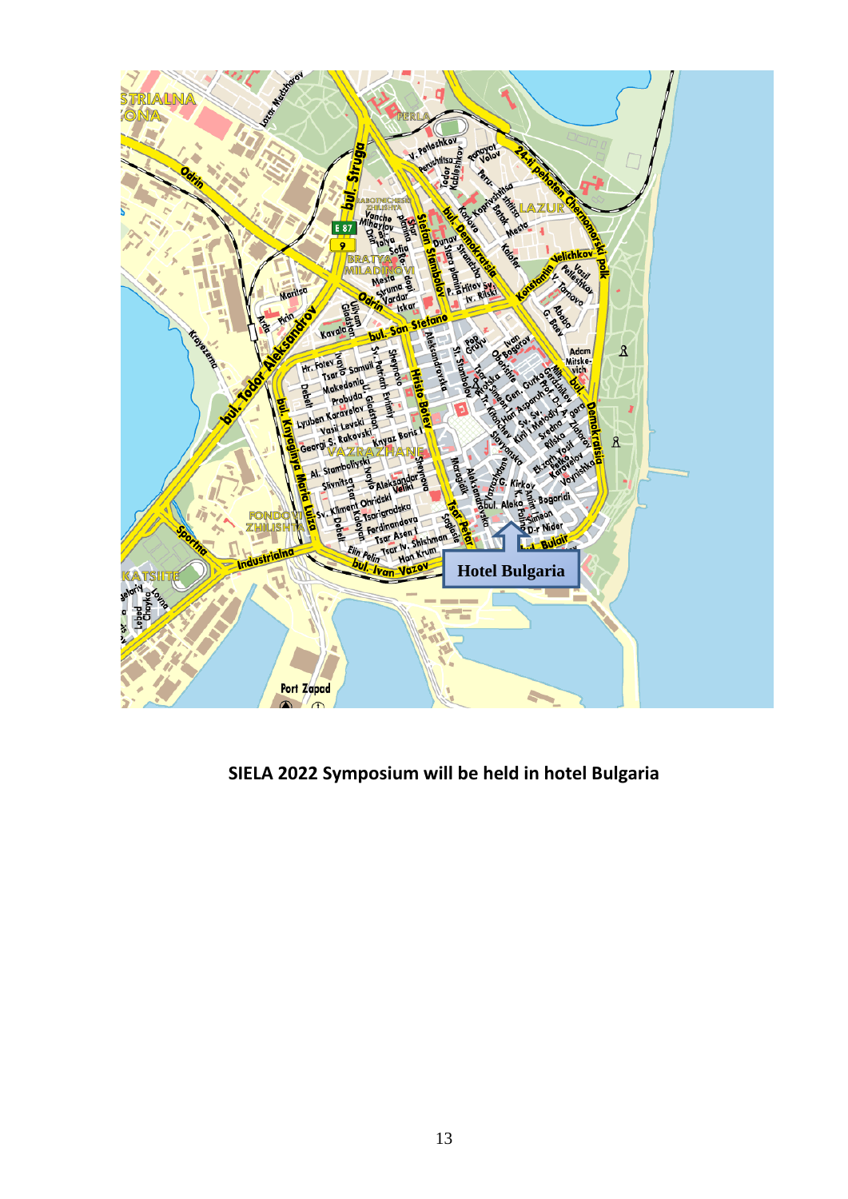**SIELA 2022 Symposium will be held in hotel Bulgaria**